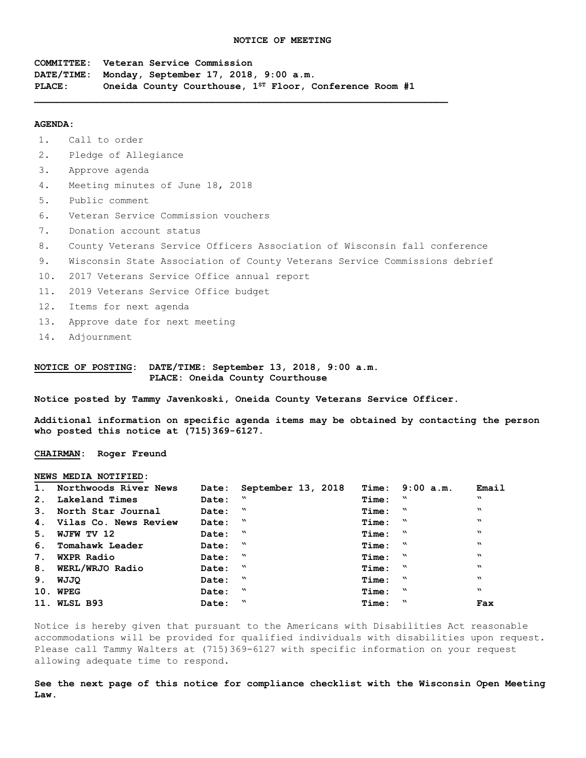# NOTICE OF MEETING

**COMMITTEE: Veteran Service Commission**
**DATE/TIME: Monday, September 17, 2018, 9:00 a.m.**
**PLACE: Oneida County Courthouse, 1ST Floor, Conference Room #1**

---

**AGENDA:**

1. Call to order
2. Pledge of Allegiance
3. Approve agenda
4. Meeting minutes of June 18, 2018
5. Public comment
6. Veteran Service Commission vouchers
7. Donation account status
8. County Veterans Service Officers Association of Wisconsin fall conference
9. Wisconsin State Association of County Veterans Service Commissions debrief
10. 2017 Veterans Service Office annual report
11. 2019 Veterans Service Office budget
12. Items for next agenda
13. Approve date for next meeting
14. Adjournment

**NOTICE OF POSTING: DATE/TIME: September 13, 2018, 9:00 a.m.**
**PLACE: Oneida County Courthouse**

**Notice posted by Tammy Javenkoski, Oneida County Veterans Service Officer.**

**Additional information on specific agenda items may be obtained by contacting the person who posted this notice at (715)369-6127.**

**CHAIRMAN: Roger Freund**

**NEWS MEDIA NOTIFIED:**

| # | Media | | Date | | Time | |
|---|---|---|---|---|---|---|
| 1. | Northwoods River News | Date: | September 13, 2018 | Time: | 9:00 a.m. | Email |
| 2. | Lakeland Times | Date: | " | Time: | " | " |
| 3. | North Star Journal | Date: | " | Time: | " | " |
| 4. | Vilas Co. News Review | Date: | " | Time: | " | " |
| 5. | WJFW TV 12 | Date: | " | Time: | " | " |
| 6. | Tomahawk Leader | Date: | " | Time: | " | " |
| 7. | WXPR Radio | Date: | " | Time: | " | " |
| 8. | WERL/WRJO Radio | Date: | " | Time: | " | " |
| 9. | WJJQ | Date: | " | Time: | " | " |
| 10. | WPEG | Date: | " | Time: | " | " |
| 11. | WLSL B93 | Date: | " | Time: | " | Fax |

Notice is hereby given that pursuant to the Americans with Disabilities Act reasonable accommodations will be provided for qualified individuals with disabilities upon request. Please call Tammy Walters at (715)369-6127 with specific information on your request allowing adequate time to respond.

**See the next page of this notice for compliance checklist with the Wisconsin Open Meeting Law.**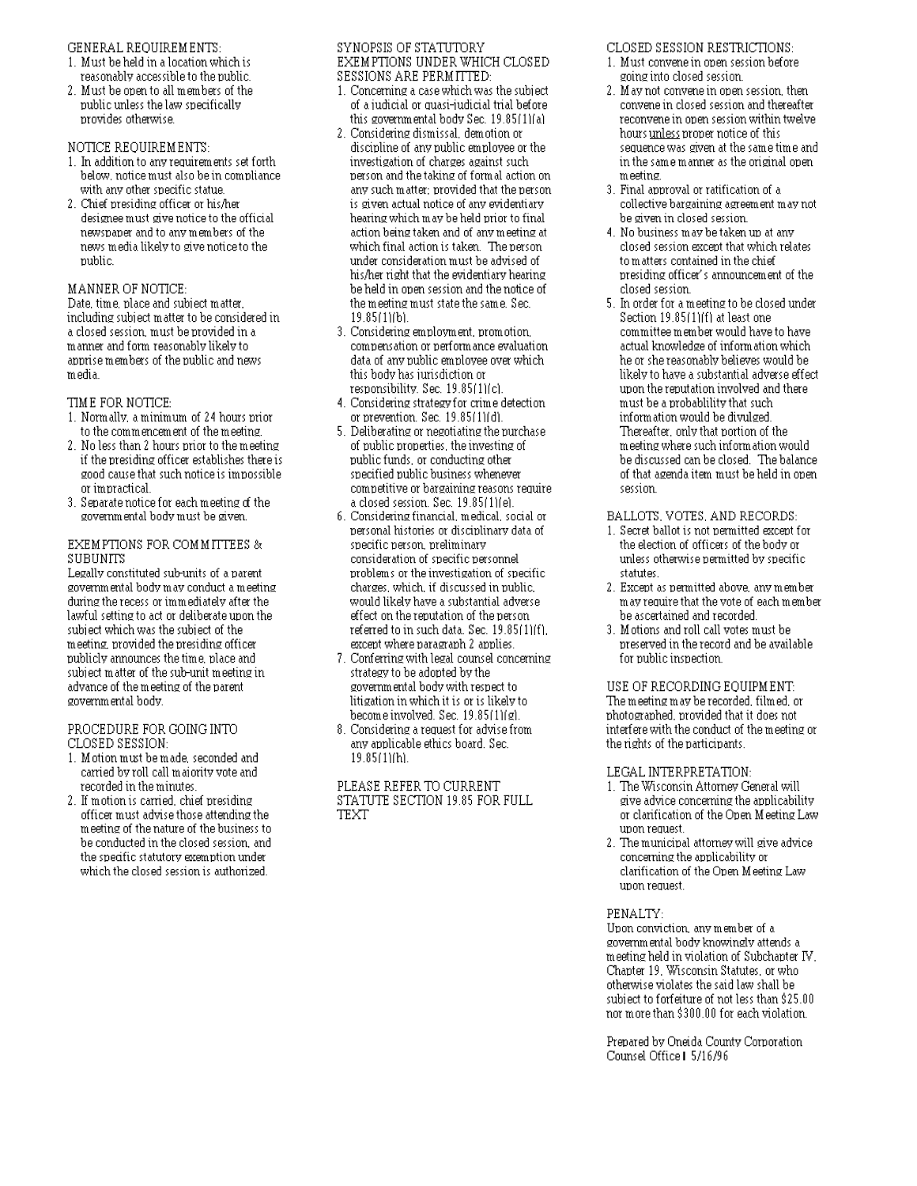## GENERAL REQUIREMENTS:

1. Must be held in a location which is reasonably accessible to the public.
2. Must be open to all members of the public unless the law specifically provides otherwise.

## NOTICE REQUIREMENTS:

1. In addition to any requirements set forth below, notice must also be in compliance with any other specific statue.
2. Chief presiding officer or his/her designee must give notice to the official newspaper and to any members of the news media likely to give notice to the public.

## MANNER OF NOTICE:

Date, time, place and subject matter, including subject matter to be considered in a closed session, must be provided in a manner and form reasonably likely to apprise members of the public and news media.

## TIME FOR NOTICE:

1. Normally, a minimum of 24 hours prior to the commencement of the meeting.
2. No less than 2 hours prior to the meeting if the presiding officer establishes there is good cause that such notice is impossible or impractical.
3. Separate notice for each meeting of the governmental body must be given.

## EXEMPTIONS FOR COMMITTEES & SUBUNITS

Legally constituted sub-units of a parent governmental body may conduct a meeting during the recess or immediately after the lawful setting to act or deliberate upon the subject which was the subject of the meeting, provided the presiding officer publicly announces the time, place and subject matter of the sub-unit meeting in advance of the meeting of the parent governmental body.

## PROCEDURE FOR GOING INTO CLOSED SESSION:

1. Motion must be made, seconded and carried by roll call majority vote and recorded in the minutes.
2. If motion is carried, chief presiding officer must advise those attending the meeting of the nature of the business to be conducted in the closed session, and the specific statutory exemption under which the closed session is authorized.

## SYNOPSIS OF STATUTORY EXEMPTIONS UNDER WHICH CLOSED SESSIONS ARE PERMITTED:

1. Concerning a case which was the subject of a judicial or quasi-judicial trial before this governmental body Sec. 19.85(1)(a)
2. Considering dismissal, demotion or discipline of any public employee or the investigation of charges against such person and the taking of formal action on any such matter; provided that the person is given actual notice of any evidentiary hearing which may be held prior to final action being taken and of any meeting at which final action is taken. The person under consideration must be advised of his/her right that the evidentiary hearing be held in open session and the notice of the meeting must state the same. Sec. 19.85(1)(b).
3. Considering employment, promotion, compensation or performance evaluation data of any public employee over which this body has jurisdiction or responsibility. Sec. 19.85(1)(c).
4. Considering strategy for crime detection or prevention. Sec. 19.85(1)(d).
5. Deliberating or negotiating the purchase of public properties, the investing of public funds, or conducting other specified public business whenever competitive or bargaining reasons require a closed session. Sec. 19.85(1)(e).
6. Considering financial, medical, social or personal histories or disciplinary data of specific person, preliminary consideration of specific personnel problems or the investigation of specific charges, which, if discussed in public, would likely have a substantial adverse effect on the reputation of the person referred to in such data. Sec. 19.85(1)(f), except where paragraph 2 applies.
7. Conferring with legal counsel concerning strategy to be adopted by the governmental body with respect to litigation in which it is or is likely to become involved. Sec. 19.85(1)(g).
8. Considering a request for advise from any applicable ethics board. Sec. 19.85(1)(h).

PLEASE REFER TO CURRENT STATUTE SECTION 19.85 FOR FULL TEXT

## CLOSED SESSION RESTRICTIONS:

1. Must convene in open session before going into closed session.
2. May not convene in open session, then convene in closed session and thereafter reconvene in open session within twelve hours unless proper notice of this sequence was given at the same time and in the same manner as the original open meeting.
3. Final approval or ratification of a collective bargaining agreement may not be given in closed session.
4. No business may be taken up at any closed session except that which relates to matters contained in the chief presiding officer's announcement of the closed session.
5. In order for a meeting to be closed under Section 19.85(1)(f) at least one committee member would have to have actual knowledge of information which he or she reasonably believes would be likely to have a substantial adverse effect upon the reputation involved and there must be a probablility that such information would be divulged. Thereafter, only that portion of the meeting where such information would be discussed can be closed. The balance of that agenda item must be held in open session.

## BALLOTS, VOTES, AND RECORDS:

1. Secret ballot is not permitted except for the election of officers of the body or unless otherwise permitted by specific statutes.
2. Except as permitted above, any member may require that the vote of each member be ascertained and recorded.
3. Motions and roll call votes must be preserved in the record and be available for public inspection.

## USE OF RECORDING EQUIPMENT:

The meeting may be recorded, filmed, or photographed, provided that it does not interfere with the conduct of the meeting or the rights of the participants.

## LEGAL INTERPRETATION:

1. The Wisconsin Attorney General will give advice concerning the applicability or clarification of the Open Meeting Law upon request.
2. The municipal attorney will give advice concerning the applicability or clarification of the Open Meeting Law upon request.

## PENALTY:

Upon conviction, any member of a governmental body knowingly attends a meeting held in violation of Subchapter IV, Chapter 19, Wisconsin Statutes, or who otherwise violates the said law shall be subject to forfeiture of not less than $25.00 nor more than $300.00 for each violation.

Prepared by Oneida County Corporation Counsel Office | 5/16/96